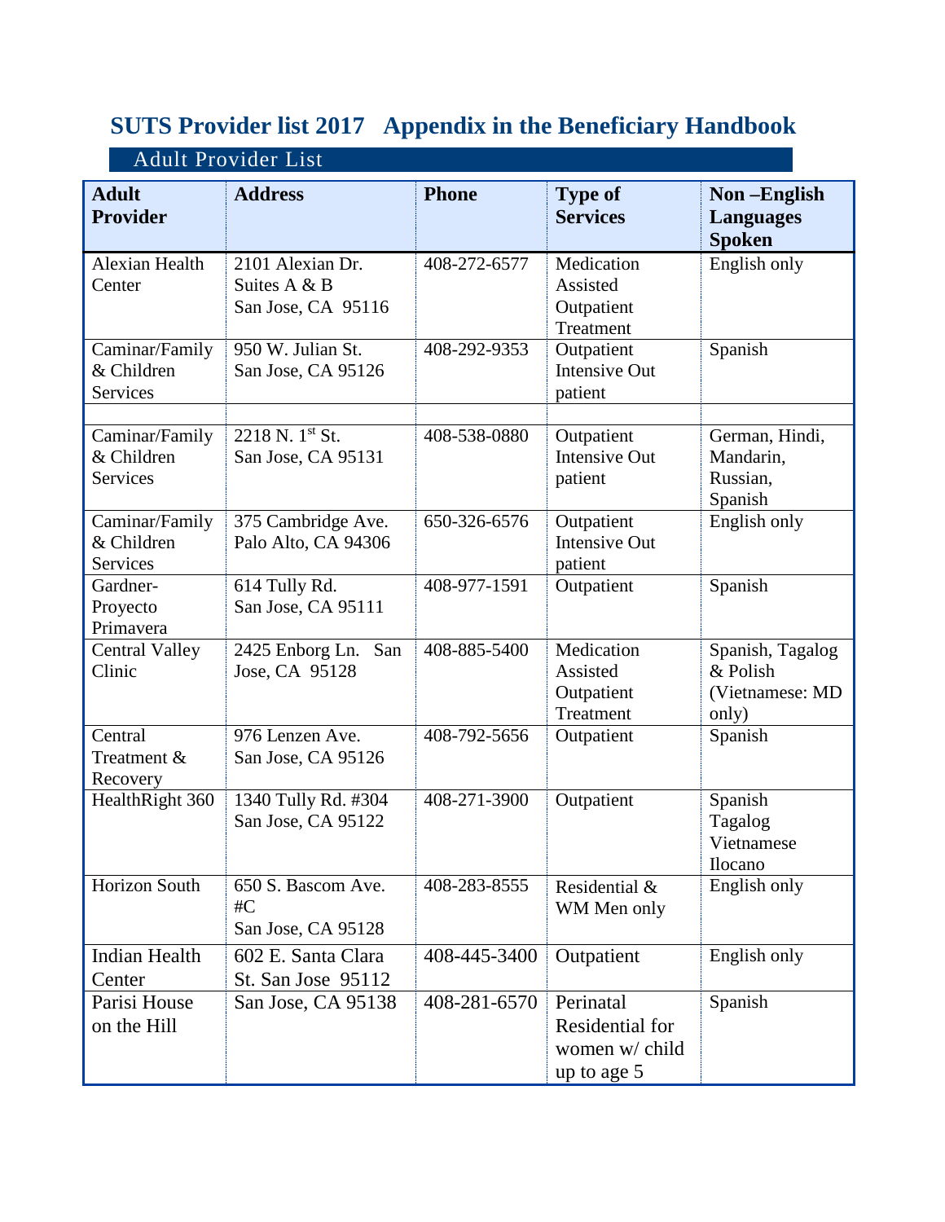# SUTS Provider list 2017 Appendix in the Beneficiary Handbook

## Adult Provider List

| Adult Provider | Address | Phone | Type of Services | Non –English Languages Spoken |
|---|---|---|---|---|
| Alexian Health Center | 2101 Alexian Dr. Suites A & B San Jose, CA 95116 | 408-272-6577 | Medication Assisted Outpatient Treatment | English only |
| Caminar/Family & Children Services | 950 W. Julian St. San Jose, CA 95126 | 408-292-9353 | Outpatient Intensive Out patient | Spanish |
| | | | | |
| Caminar/Family & Children Services | 2218 N. 1st St. San Jose, CA 95131 | 408-538-0880 | Outpatient Intensive Out patient | German, Hindi, Mandarin, Russian, Spanish |
| Caminar/Family & Children Services | 375 Cambridge Ave. Palo Alto, CA 94306 | 650-326-6576 | Outpatient Intensive Out patient | English only |
| Gardner-Proyecto Primavera | 614 Tully Rd. San Jose, CA 95111 | 408-977-1591 | Outpatient | Spanish |
| Central Valley Clinic | 2425 Enborg Ln. San Jose, CA 95128 | 408-885-5400 | Medication Assisted Outpatient Treatment | Spanish, Tagalog & Polish (Vietnamese: MD only) |
| Central Treatment & Recovery | 976 Lenzen Ave. San Jose, CA 95126 | 408-792-5656 | Outpatient | Spanish |
| HealthRight 360 | 1340 Tully Rd. #304 San Jose, CA 95122 | 408-271-3900 | Outpatient | Spanish Tagalog Vietnamese Ilocano |
| Horizon South | 650 S. Bascom Ave. #C San Jose, CA 95128 | 408-283-8555 | Residential & WM Men only | English only |
| Indian Health Center | 602 E. Santa Clara St. San Jose 95112 | 408-445-3400 | Outpatient | English only |
| Parisi House on the Hill | San Jose, CA 95138 | 408-281-6570 | Perinatal Residential for women w/ child up to age 5 | Spanish |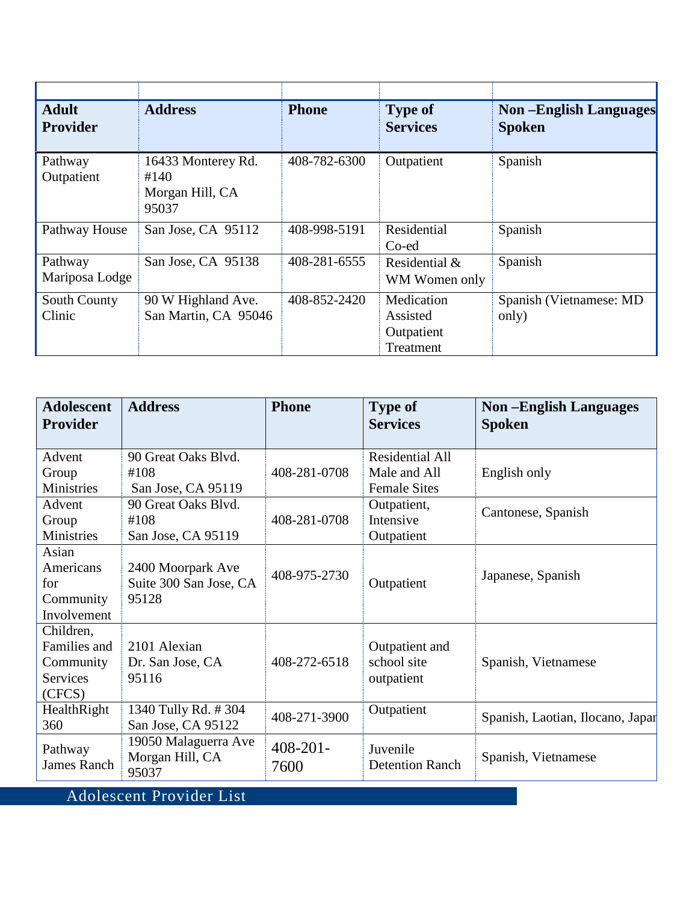| | | | | |
|---|---|---|---|---|
| **Adult Provider** | **Address** | **Phone** | **Type of Services** | **Non –English Languages Spoken** |
| Pathway Outpatient | 16433 Monterey Rd. #140 Morgan Hill, CA 95037 | 408-782-6300 | Outpatient | Spanish |
| Pathway House | San Jose, CA 95112 | 408-998-5191 | Residential Co-ed | Spanish |
| Pathway Mariposa Lodge | San Jose, CA 95138 | 408-281-6555 | Residential & WM Women only | Spanish |
| South County Clinic | 90 W Highland Ave. San Martin, CA 95046 | 408-852-2420 | Medication Assisted Outpatient Treatment | Spanish (Vietnamese: MD only) |

| **Adolescent Provider** | **Address** | **Phone** | **Type of Services** | **Non –English Languages Spoken** |
|---|---|---|---|---|
| Advent Group Ministries | 90 Great Oaks Blvd. #108 San Jose, CA 95119 | 408-281-0708 | Residential All Male and All Female Sites | English only |
| Advent Group Ministries | 90 Great Oaks Blvd. #108 San Jose, CA 95119 | 408-281-0708 | Outpatient, Intensive Outpatient | Cantonese, Spanish |
| Asian Americans for Community Involvement | 2400 Moorpark Ave Suite 300 San Jose, CA 95128 | 408-975-2730 | Outpatient | Japanese, Spanish |
| Children, Families and Community Services (CFCS) | 2101 Alexian Dr. San Jose, CA 95116 | 408-272-6518 | Outpatient and school site outpatient | Spanish, Vietnamese |
| HealthRight 360 | 1340 Tully Rd. # 304 San Jose, CA 95122 | 408-271-3900 | Outpatient | Spanish, Laotian, Ilocano, Japan |
| Pathway James Ranch | 19050 Malaguerra Ave Morgan Hill, CA 95037 | 408-201-7600 | Juvenile Detention Ranch | Spanish, Vietnamese |

Adolescent Provider List